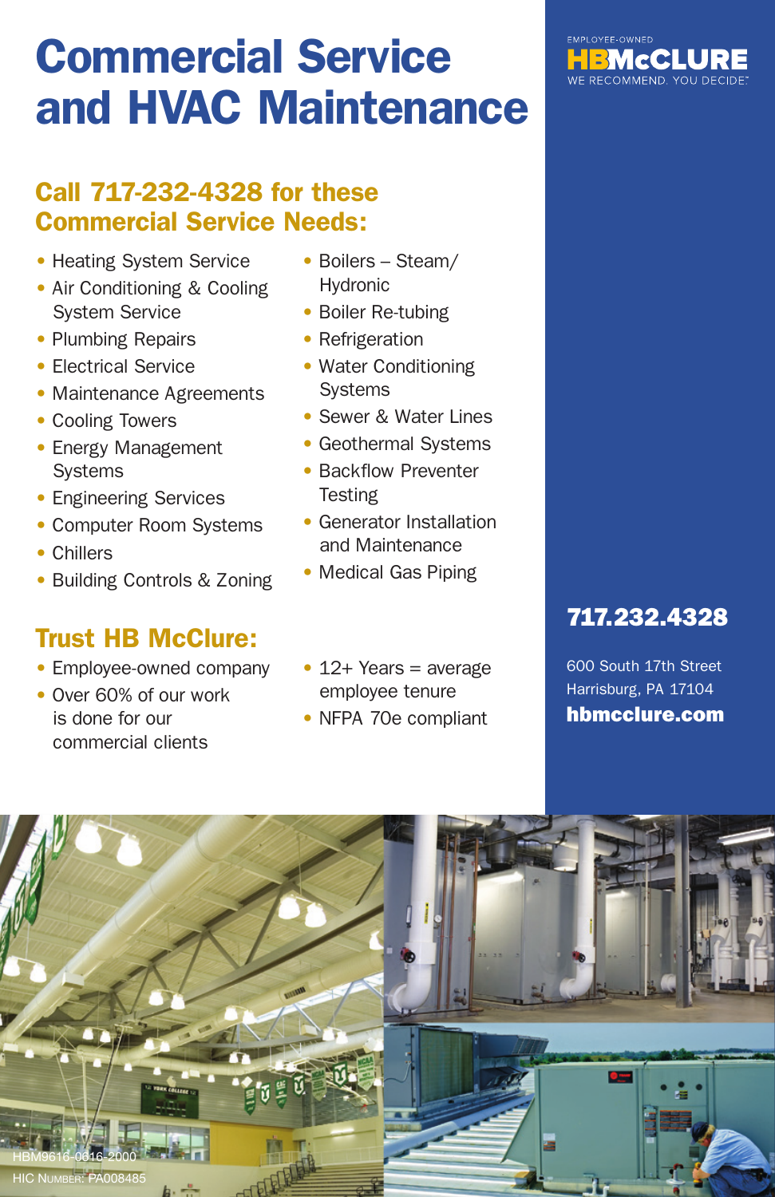# Commercial Service and HVAC Maintenance

EMPLOYEE-OWNED
**HBMcCLURE**
WE RECOMMEND. YOU DECIDE.™

## Call 717-232-4328 for these Commercial Service Needs:

- Heating System Service
- Air Conditioning & Cooling System Service
- Plumbing Repairs
- Electrical Service
- Maintenance Agreements
- Cooling Towers
- Energy Management Systems
- Engineering Services
- Computer Room Systems
- Chillers
- Building Controls & Zoning
- Boilers – Steam/ Hydronic
- Boiler Re-tubing
- Refrigeration
- Water Conditioning Systems
- Sewer & Water Lines
- Geothermal Systems
- Backflow Preventer Testing
- Generator Installation and Maintenance
- Medical Gas Piping

## Trust HB McClure:

- Employee-owned company
- Over 60% of our work is done for our commercial clients
- 12+ Years = average employee tenure
- NFPA 70e compliant

**717.232.4328**

600 South 17th Street
Harrisburg, PA 17104
**hbmcclure.com**

HBM9616-0616-2000
HIC NUMBER: PA008485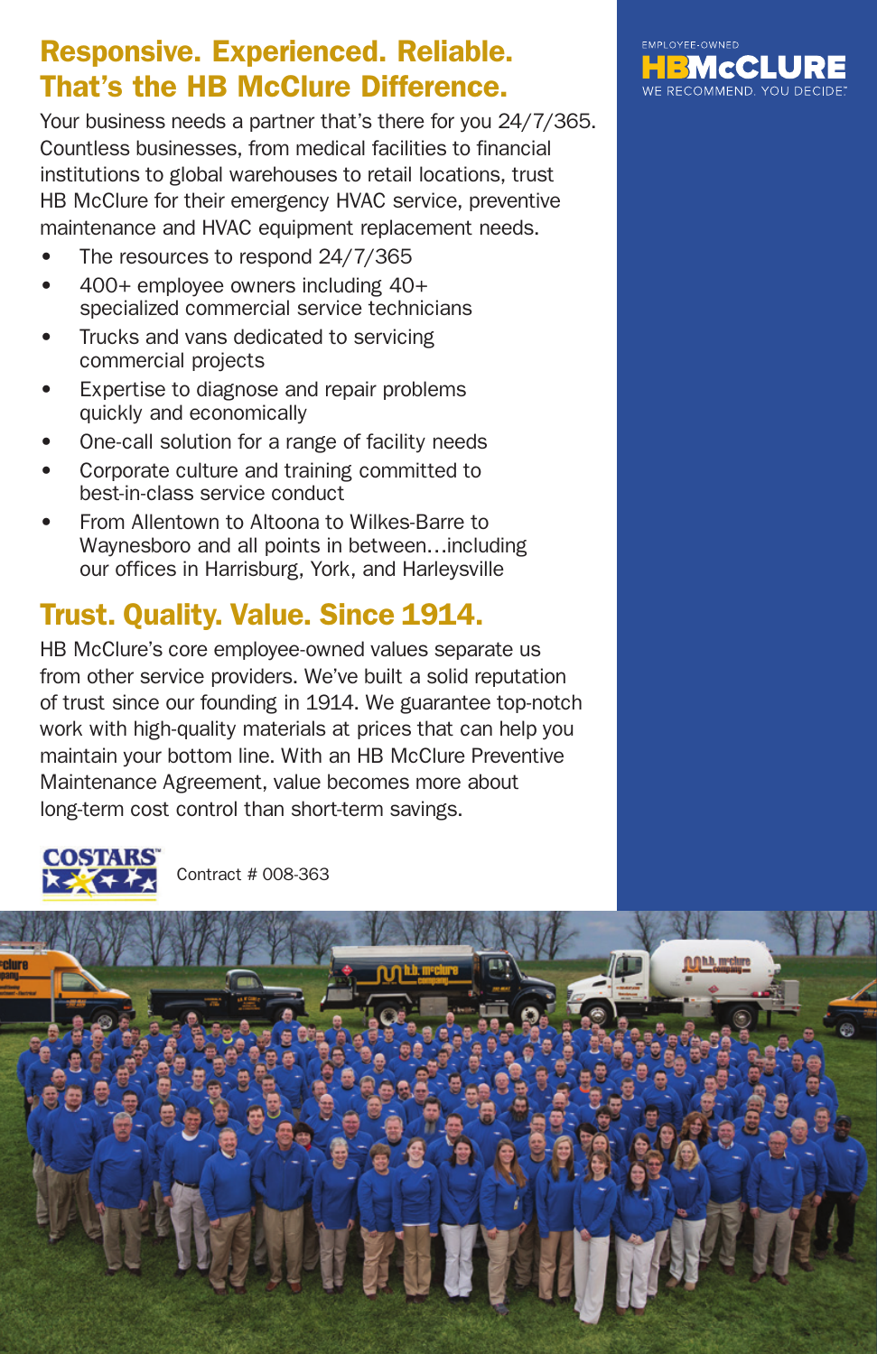EMPLOYEE-OWNED

HBMcCLURE

WE RECOMMEND. YOU DECIDE.

## Responsive. Experienced. Reliable. That's the HB McClure Difference.

Your business needs a partner that's there for you 24/7/365. Countless businesses, from medical facilities to financial institutions to global warehouses to retail locations, trust HB McClure for their emergency HVAC service, preventive maintenance and HVAC equipment replacement needs.

- The resources to respond 24/7/365
- 400+ employee owners including 40+ specialized commercial service technicians
- Trucks and vans dedicated to servicing commercial projects
- Expertise to diagnose and repair problems quickly and economically
- One-call solution for a range of facility needs
- Corporate culture and training committed to best-in-class service conduct
- From Allentown to Altoona to Wilkes-Barre to Waynesboro and all points in between…including our offices in Harrisburg, York, and Harleysville

## Trust. Quality. Value. Since 1914.

HB McClure's core employee-owned values separate us from other service providers. We've built a solid reputation of trust since our founding in 1914. We guarantee top-notch work with high-quality materials at prices that can help you maintain your bottom line. With an HB McClure Preventive Maintenance Agreement, value becomes more about long-term cost control than short-term savings.

COSTARS

Contract # 008-363